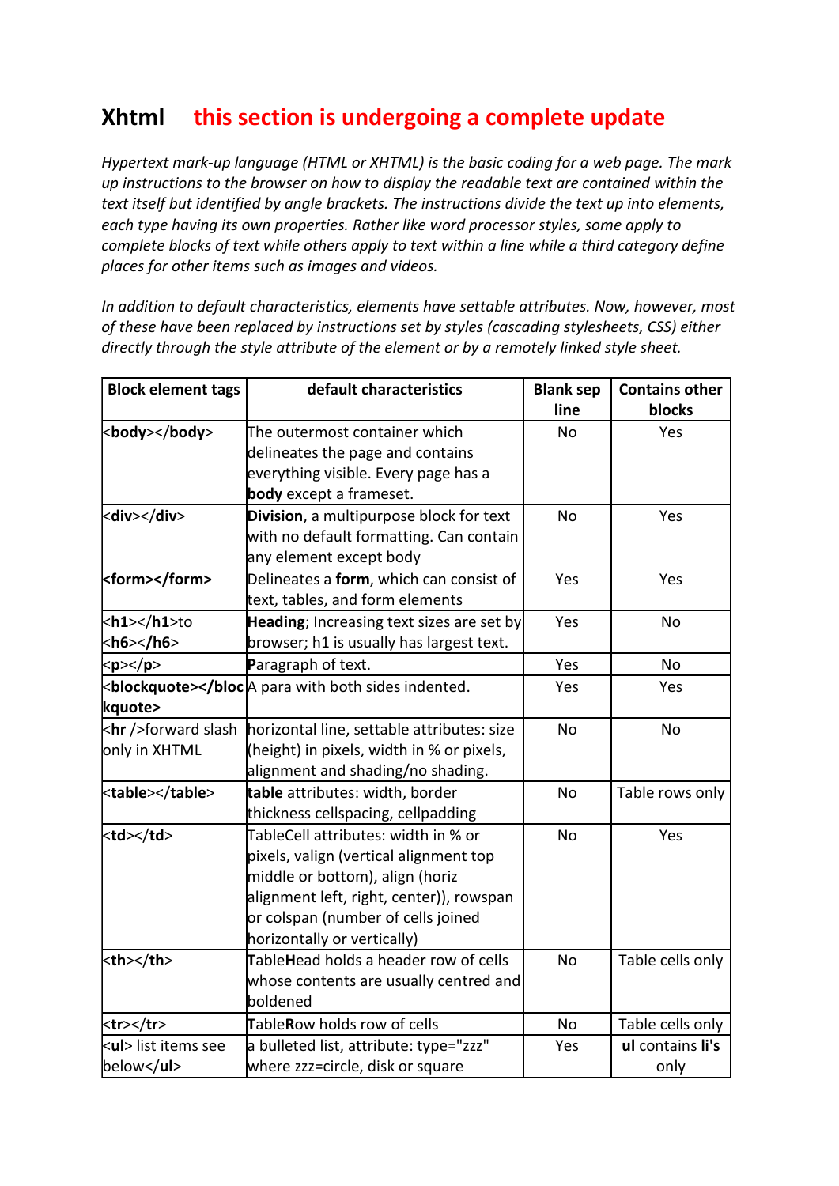# Xhtml this section is undergoing a complete update

*Hypertext mark-up language (HTML or XHTML) is the basic coding for a web page. The mark up instructions to the browser on how to display the readable text are contained within the text itself but identified by angle brackets. The instructions divide the text up into elements, each type having its own properties. Rather like word processor styles, some apply to complete blocks of text while others apply to text within a line while a third category define places for other items such as images and videos.*

*In addition to default characteristics, elements have settable attributes. Now, however, most of these have been replaced by instructions set by styles (cascading stylesheets, CSS) either directly through the style attribute of the element or by a remotely linked style sheet.*

| **Block element tags** | **default characteristics** | **Blank sep line** | **Contains other blocks** |
|---|---|---|---|
| <**body**></**body**> | The outermost container which delineates the page and contains everything visible. Every page has a **body** except a frameset. | No | Yes |
| <**div**></**div**> | **Division**, a multipurpose block for text with no default formatting. Can contain any element except body | No | Yes |
| **<form></form>** | Delineates a **form**, which can consist of text, tables, and form elements | Yes | Yes |
| <**h1**></**h1**>to <**h6**></**h6**> | **Heading**; Increasing text sizes are set by browser; h1 is usually has largest text. | Yes | No |
| <**p**></**p**> | **P**aragraph of text. | Yes | No |
| **<blockquote></blockquote>** | A para with both sides indented. | Yes | Yes |
| <**hr** />forward slash only in XHTML | horizontal line, settable attributes: size (height) in pixels, width in % or pixels, alignment and shading/no shading. | No | No |
| <**table**></**table**> | **table** attributes: width, border thickness cellspacing, cellpadding | No | Table rows only |
| <**td**></**td**> | TableCell attributes: width in % or pixels, valign (vertical alignment top middle or bottom), align (horiz alignment left, right, center)), rowspan or colspan (number of cells joined horizontally or vertically) | No | Yes |
| <**th**></**th**> | **T**able**H**ead holds a header row of cells whose contents are usually centred and boldened | No | Table cells only |
| <**tr**></**tr**> | **T**able**R**ow holds row of cells | No | Table cells only |
| <**ul**> list items see below</**ul**> | a bulleted list, attribute: type="zzz" where zzz=circle, disk or square | Yes | **ul** contains **li's** only |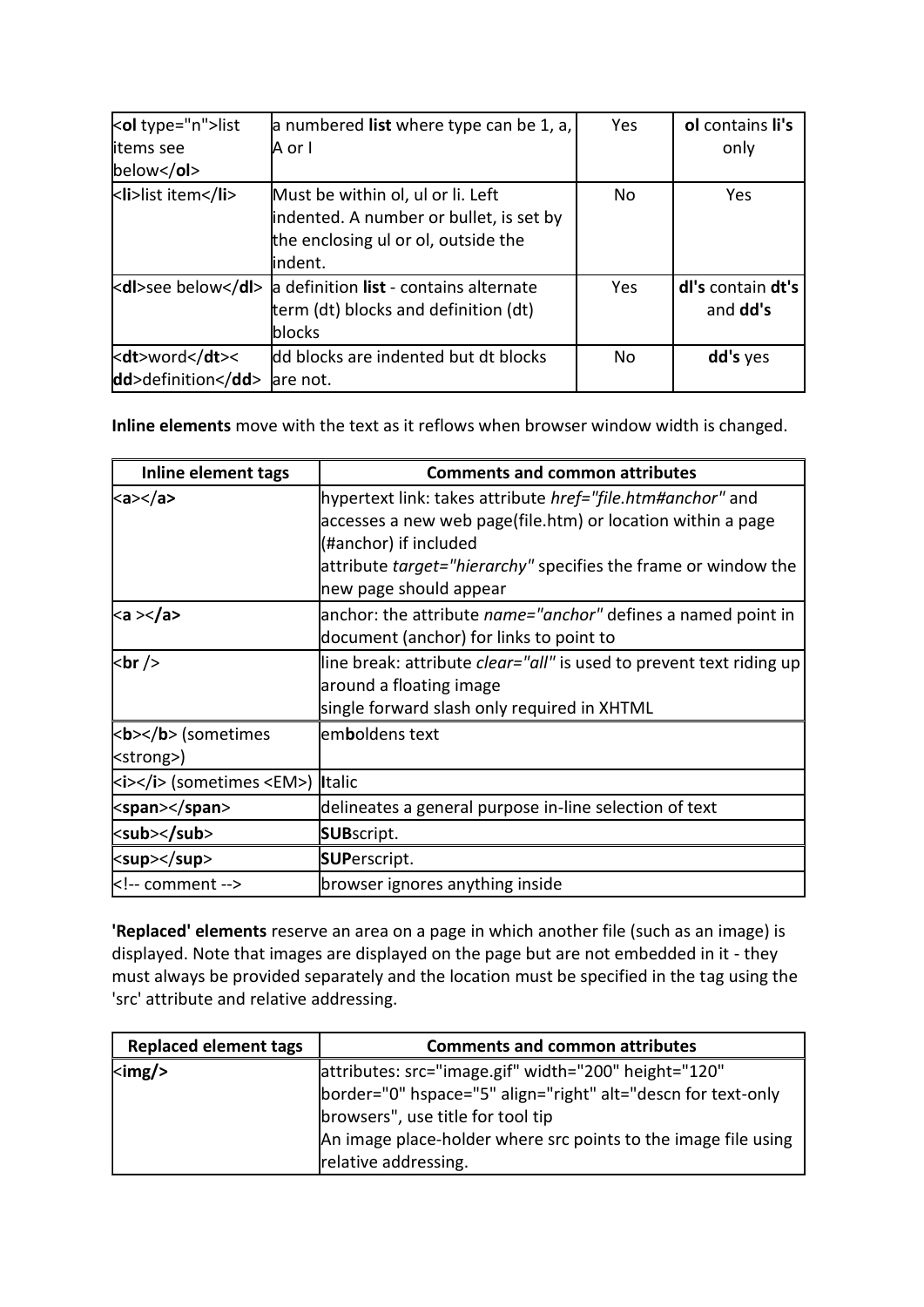| | | | |
|---|---|---|---|
| <**ol** type="n">list items see below</**ol**> | a numbered **list** where type can be 1, a, A or I | Yes | **ol** contains **li's** only |
| <**li**>list item</**li**> | Must be within ol, ul or li. Left indented. A number or bullet, is set by the enclosing ul or ol, outside the indent. | No | Yes |
| <**dl**>see below</**dl**> | a definition **list** - contains alternate term (dt) blocks and definition (dt) blocks | Yes | **dl's** contain **dt's** and **dd's** |
| <**dt**>word</**dt**>< **dd**>definition</**dd**> | dd blocks are indented but dt blocks are not. | No | **dd's** yes |

**Inline elements** move with the text as it reflows when browser window width is changed.

| Inline element tags | Comments and common attributes |
|---|---|
| <**a**></**a**> | hypertext link: takes attribute *href="file.htm#anchor"* and accesses a new web page(file.htm) or location within a page (#anchor) if included<br>attribute *target="hierarchy"* specifies the frame or window the new page should appear |
| <**a** ></**a**> | anchor: the attribute *name="anchor"* defines a named point in document (anchor) for links to point to |
| <**br** /> | line break: attribute *clear="all"* is used to prevent text riding up around a floating image<br>single forward slash only required in XHTML |
| <**b**></**b**> (sometimes <strong>) | em**b**oldens text |
| <**i**></**i**> (sometimes <EM>) | **I**talic |
| <**span**></**span**> | delineates a general purpose in-line selection of text |
| <**sub**></**sub**> | **SUB**script. |
| <**sup**></**sup**> | **SUP**erscript. |
| <!-- comment --> | browser ignores anything inside |

**'Replaced' elements** reserve an area on a page in which another file (such as an image) is displayed. Note that images are displayed on the page but are not embedded in it - they must always be provided separately and the location must be specified in the tag using the 'src' attribute and relative addressing.

| Replaced element tags | Comments and common attributes |
|---|---|
| <**img/**> | attributes: src="image.gif" width="200" height="120" border="0" hspace="5" align="right" alt="descn for text-only browsers", use title for tool tip<br>An image place-holder where src points to the image file using relative addressing. |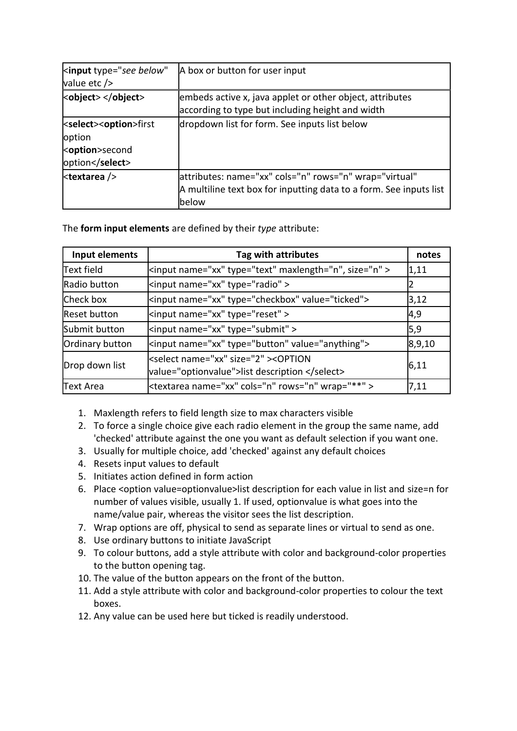| | |
|---|---|
| <**input** type="*see below*" value etc /> | A box or button for user input |
| <**object**> </**object**> | embeds active x, java applet or other object, attributes according to type but including height and width |
| <**select**><**option**>first option <**option**>second option</**select**> | dropdown list for form. See inputs list below |
| <**textarea** /> | attributes: name="xx" cols="n" rows="n" wrap="virtual" A multiline text box for inputting data to a form. See inputs list below |

The **form input elements** are defined by their *type* attribute:

| Input elements | Tag with attributes | notes |
|---|---|---|
| Text field | <input name="xx" type="text" maxlength="n", size="n" > | 1,11 |
| Radio button | <input name="xx" type="radio" > | 2 |
| Check box | <input name="xx" type="checkbox" value="ticked"> | 3,12 |
| Reset button | <input name="xx" type="reset" > | 4,9 |
| Submit button | <input name="xx" type="submit" > | 5,9 |
| Ordinary button | <input name="xx" type="button" value="anything"> | 8,9,10 |
| Drop down list | <select name="xx" size="2" ><OPTION value="optionvalue">list description </select> | 6,11 |
| Text Area | <textarea name="xx" cols="n" rows="n" wrap="**" > | 7,11 |

1. Maxlength refers to field length size to max characters visible
2. To force a single choice give each radio element in the group the same name, add 'checked' attribute against the one you want as default selection if you want one.
3. Usually for multiple choice, add 'checked' against any default choices
4. Resets input values to default
5. Initiates action defined in form action
6. Place <option value=optionvalue>list description for each value in list and size=n for number of values visible, usually 1. If used, optionvalue is what goes into the name/value pair, whereas the visitor sees the list description.
7. Wrap options are off, physical to send as separate lines or virtual to send as one.
8. Use ordinary buttons to initiate JavaScript
9. To colour buttons, add a style attribute with color and background-color properties to the button opening tag.
10. The value of the button appears on the front of the button.
11. Add a style attribute with color and background-color properties to colour the text boxes.
12. Any value can be used here but ticked is readily understood.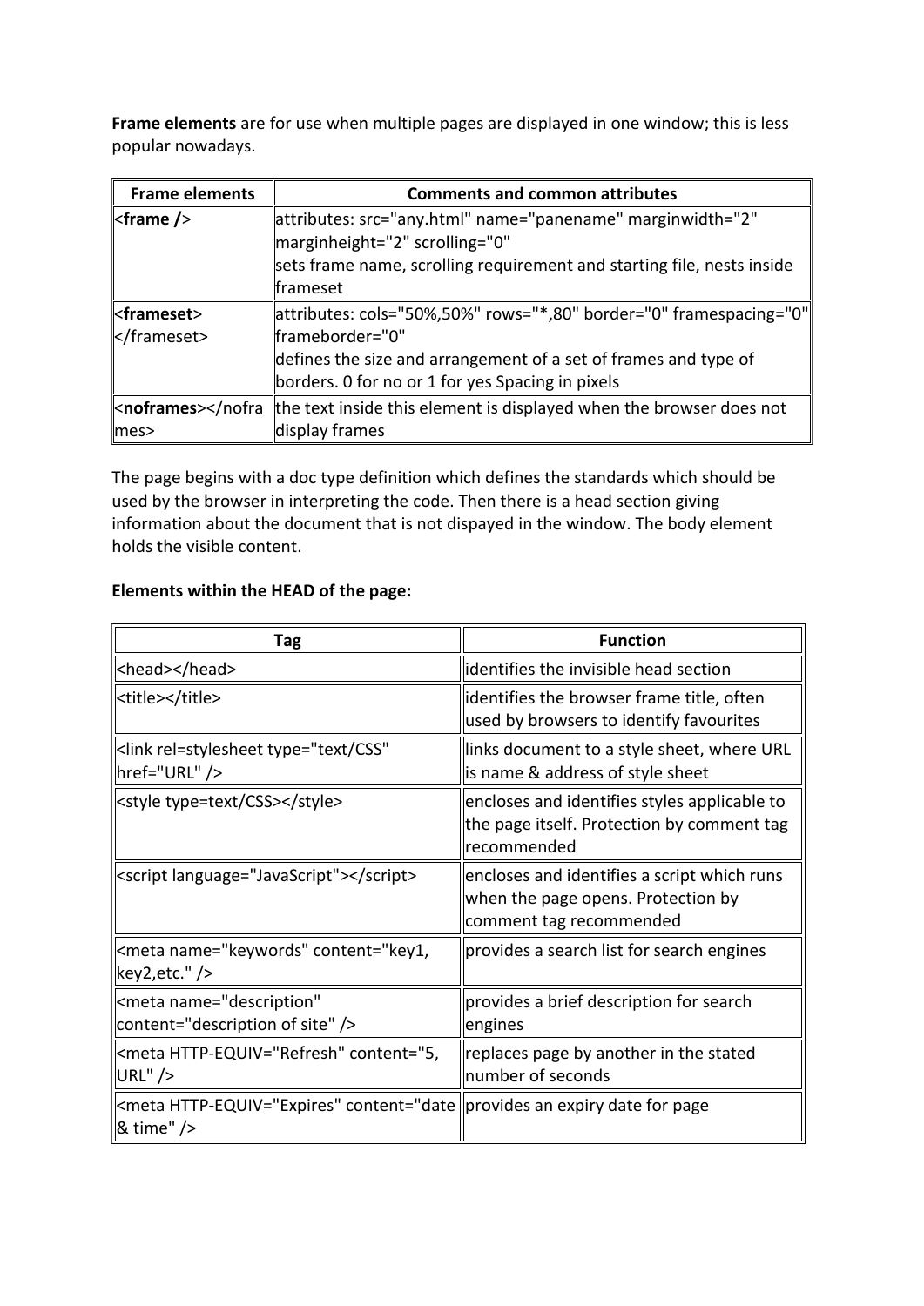**Frame elements** are for use when multiple pages are displayed in one window; this is less popular nowadays.

| Frame elements | Comments and common attributes |
|---|---|
| **<frame />** | attributes: src="any.html" name="panename" marginwidth="2" marginheight="2" scrolling="0"<br>sets frame name, scrolling requirement and starting file, nests inside frameset |
| **<frameset>** </frameset> | attributes: cols="50%,50%" rows="*,80" border="0" framespacing="0" frameborder="0"<br>defines the size and arrangement of a set of frames and type of borders. 0 for no or 1 for yes Spacing in pixels |
| **<noframes>**</noframes> | the text inside this element is displayed when the browser does not display frames |

The page begins with a doc type definition which defines the standards which should be used by the browser in interpreting the code. Then there is a head section giving information about the document that is not dispayed in the window. The body element holds the visible content.

**Elements within the HEAD of the page:**

| Tag | Function |
|---|---|
| <head></head> | identifies the invisible head section |
| <title></title> | identifies the browser frame title, often used by browsers to identify favourites |
| <link rel=stylesheet type="text/CSS" href="URL" /> | links document to a style sheet, where URL is name & address of style sheet |
| <style type=text/CSS></style> | encloses and identifies styles applicable to the page itself. Protection by comment tag recommended |
| <script language="JavaScript"></script> | encloses and identifies a script which runs when the page opens. Protection by comment tag recommended |
| <meta name="keywords" content="key1, key2,etc." /> | provides a search list for search engines |
| <meta name="description" content="description of site" /> | provides a brief description for search engines |
| <meta HTTP-EQUIV="Refresh" content="5, URL" /> | replaces page by another in the stated number of seconds |
| <meta HTTP-EQUIV="Expires" content="date & time" /> | provides an expiry date for page |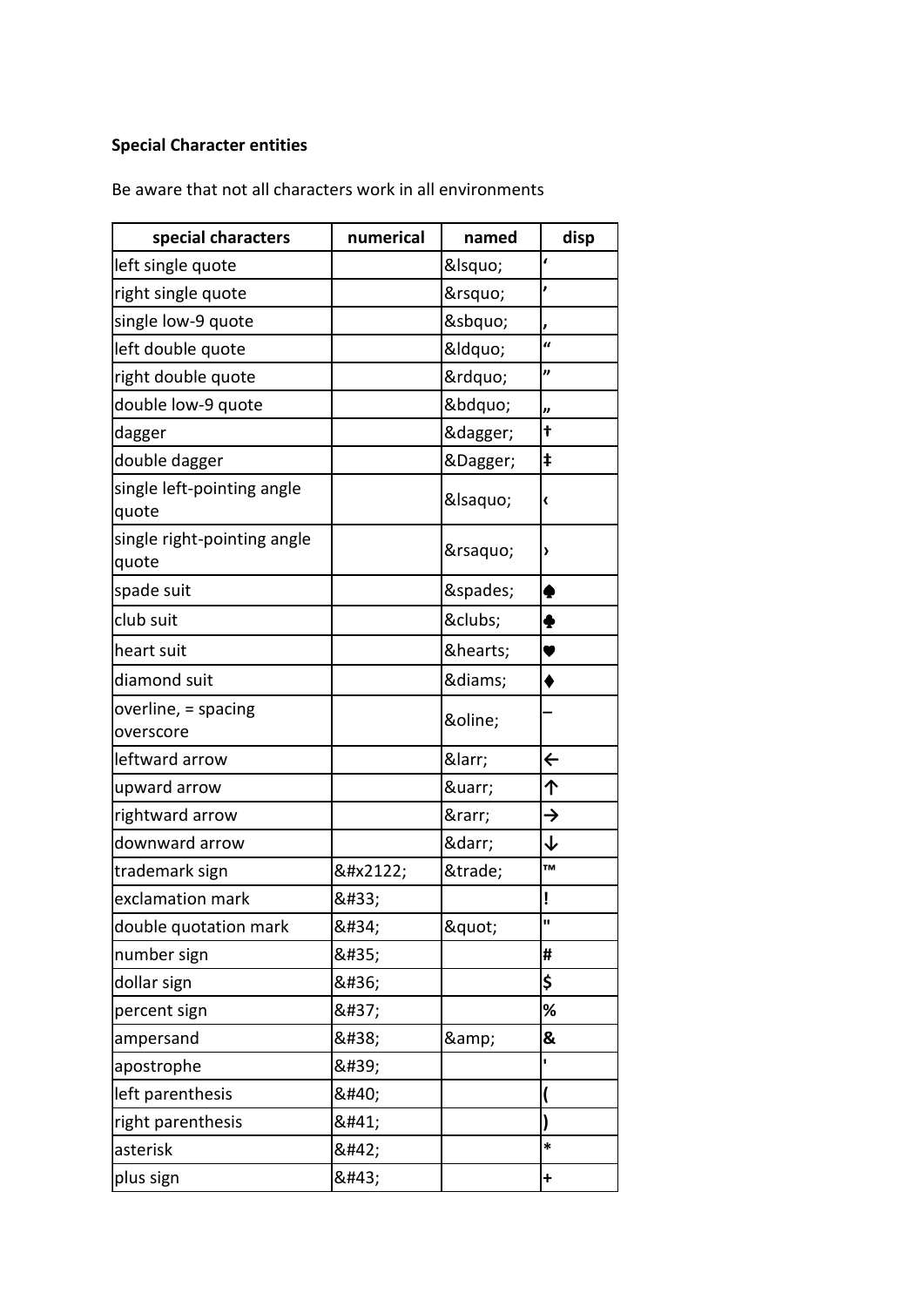**Special Character entities**

Be aware that not all characters work in all environments

| special characters | numerical | named | disp |
|---|---|---|---|
| left single quote | | &lsquo; | ‘ |
| right single quote | | &rsquo; | ’ |
| single low-9 quote | | &sbquo; | ‚ |
| left double quote | | &ldquo; | “ |
| right double quote | | &rdquo; | ” |
| double low-9 quote | | &bdquo; | „ |
| dagger | | &dagger; | † |
| double dagger | | &Dagger; | ‡ |
| single left-pointing angle quote | | &lsaquo; | ‹ |
| single right-pointing angle quote | | &rsaquo; | › |
| spade suit | | &spades; | ♠ |
| club suit | | &clubs; | ♣ |
| heart suit | | &hearts; | ♥ |
| diamond suit | | &diams; | ♦ |
| overline, = spacing overscore | | &oline; | ‾ |
| leftward arrow | | &larr; | ← |
| upward arrow | | &uarr; | ↑ |
| rightward arrow | | &rarr; | → |
| downward arrow | | &darr; | ↓ |
| trademark sign | &#x2122; | &trade; | ™ |
| exclamation mark | &#33; | | ! |
| double quotation mark | &#34; | &quot; | " |
| number sign | &#35; | | # |
| dollar sign | &#36; | | $ |
| percent sign | &#37; | | % |
| ampersand | &#38; | &amp; | & |
| apostrophe | &#39; | | ' |
| left parenthesis | &#40; | | ( |
| right parenthesis | &#41; | | ) |
| asterisk | &#42; | | * |
| plus sign | &#43; | | + |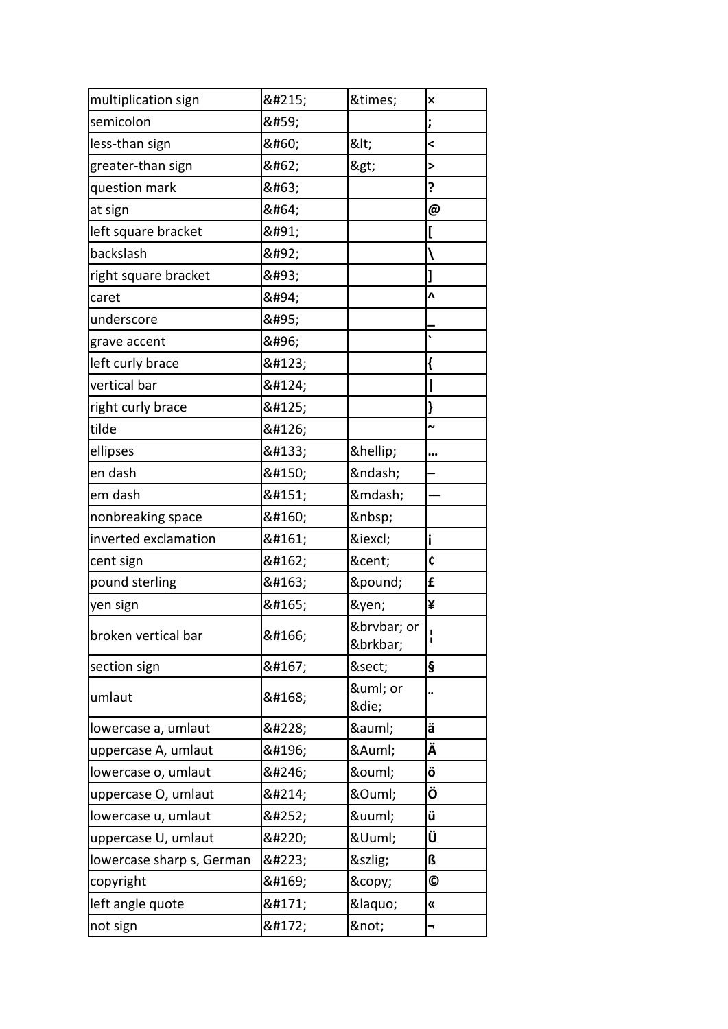| multiplication sign | &#215; | &times; | × |
|---|---|---|---|
| semicolon | &#59; | | ; |
| less-than sign | &#60; | &lt; | < |
| greater-than sign | &#62; | &gt; | > |
| question mark | &#63; | | ? |
| at sign | &#64; | | @ |
| left square bracket | &#91; | | [ |
| backslash | &#92; | | \ |
| right square bracket | &#93; | | ] |
| caret | &#94; | | ^ |
| underscore | &#95; | | _ |
| grave accent | &#96; | | ` |
| left curly brace | &#123; | | { |
| vertical bar | &#124; | | \| |
| right curly brace | &#125; | | } |
| tilde | &#126; | | ~ |
| ellipses | &#133; | &hellip; | … |
| en dash | &#150; | &ndash; | – |
| em dash | &#151; | &mdash; | — |
| nonbreaking space | &#160; | &nbsp; | |
| inverted exclamation | &#161; | &iexcl; | ¡ |
| cent sign | &#162; | &cent; | ¢ |
| pound sterling | &#163; | &pound; | £ |
| yen sign | &#165; | &yen; | ¥ |
| broken vertical bar | &#166; | &brvbar; or &brkbar; | ¦ |
| section sign | &#167; | &sect; | § |
| umlaut | &#168; | &uml; or &die; | ¨ |
| lowercase a, umlaut | &#228; | &auml; | ä |
| uppercase A, umlaut | &#196; | &Auml; | Ä |
| lowercase o, umlaut | &#246; | &ouml; | ö |
| uppercase O, umlaut | &#214; | &Ouml; | Ö |
| lowercase u, umlaut | &#252; | &uuml; | ü |
| uppercase U, umlaut | &#220; | &Uuml; | Ü |
| lowercase sharp s, German | &#223; | &szlig; | ß |
| copyright | &#169; | &copy; | © |
| left angle quote | &#171; | &laquo; | « |
| not sign | &#172; | &not; | ¬ |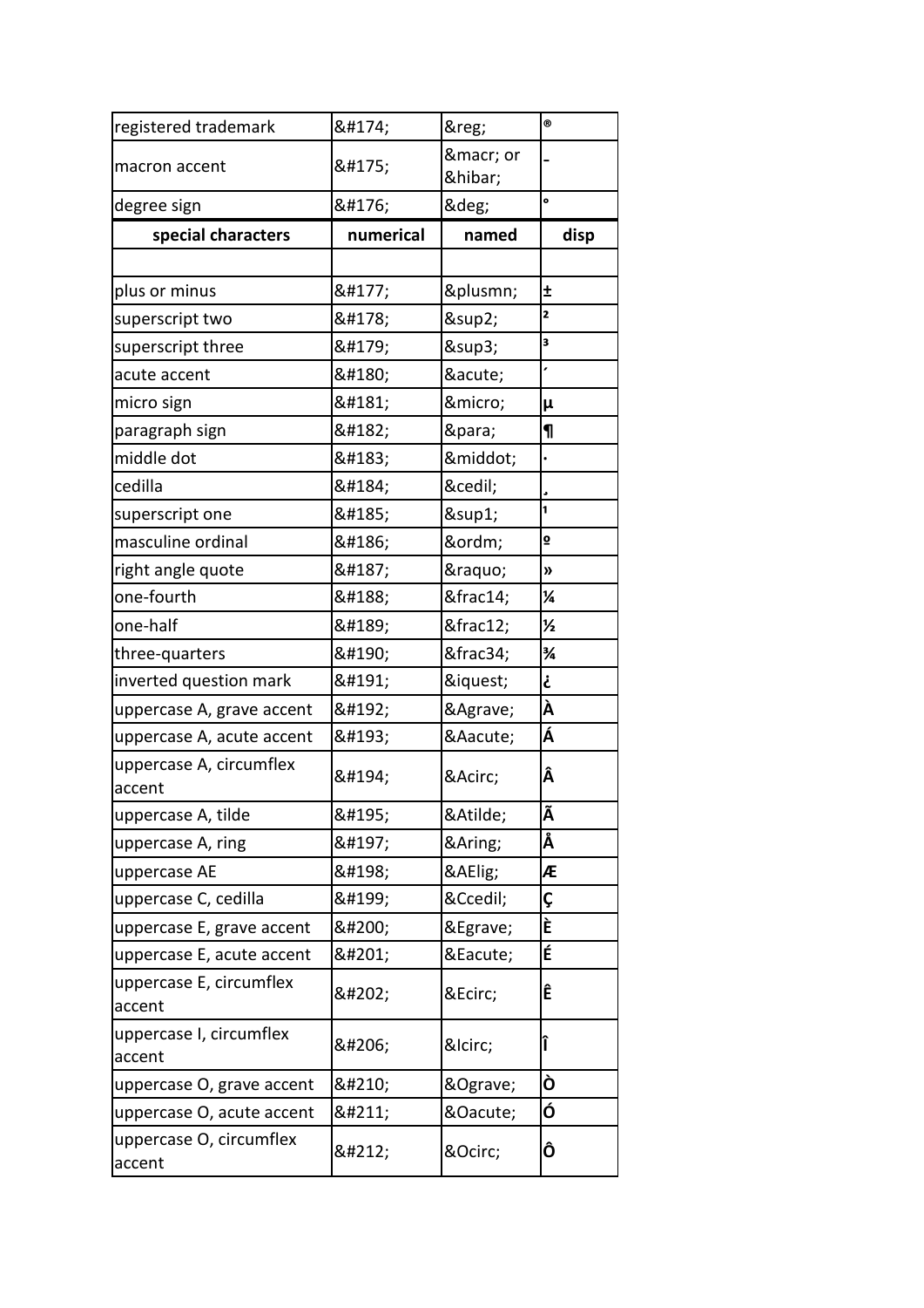| registered trademark | &#174; | &reg; | ® |
| --- | --- | --- | --- |
| macron accent | &#175; | &macr; or &hibar; | ¯ |
| degree sign | &#176; | &deg; | ° |
| **special characters** | **numerical** | **named** | **disp** |
| | | | |
| plus or minus | &#177; | &plusmn; | ± |
| superscript two | &#178; | &sup2; | ² |
| superscript three | &#179; | &sup3; | ³ |
| acute accent | &#180; | &acute; | ´ |
| micro sign | &#181; | &micro; | µ |
| paragraph sign | &#182; | &para; | ¶ |
| middle dot | &#183; | &middot; | · |
| cedilla | &#184; | &cedil; | ¸ |
| superscript one | &#185; | &sup1; | ¹ |
| masculine ordinal | &#186; | &ordm; | º |
| right angle quote | &#187; | &raquo; | » |
| one-fourth | &#188; | &frac14; | ¼ |
| one-half | &#189; | &frac12; | ½ |
| three-quarters | &#190; | &frac34; | ¾ |
| inverted question mark | &#191; | &iquest; | ¿ |
| uppercase A, grave accent | &#192; | &Agrave; | À |
| uppercase A, acute accent | &#193; | &Aacute; | Á |
| uppercase A, circumflex accent | &#194; | &Acirc; | Â |
| uppercase A, tilde | &#195; | &Atilde; | Ã |
| uppercase A, ring | &#197; | &Aring; | Å |
| uppercase AE | &#198; | &AElig; | Æ |
| uppercase C, cedilla | &#199; | &Ccedil; | Ç |
| uppercase E, grave accent | &#200; | &Egrave; | È |
| uppercase E, acute accent | &#201; | &Eacute; | É |
| uppercase E, circumflex accent | &#202; | &Ecirc; | Ê |
| uppercase I, circumflex accent | &#206; | &Icirc; | Î |
| uppercase O, grave accent | &#210; | &Ograve; | Ò |
| uppercase O, acute accent | &#211; | &Oacute; | Ó |
| uppercase O, circumflex accent | &#212; | &Ocirc; | Ô |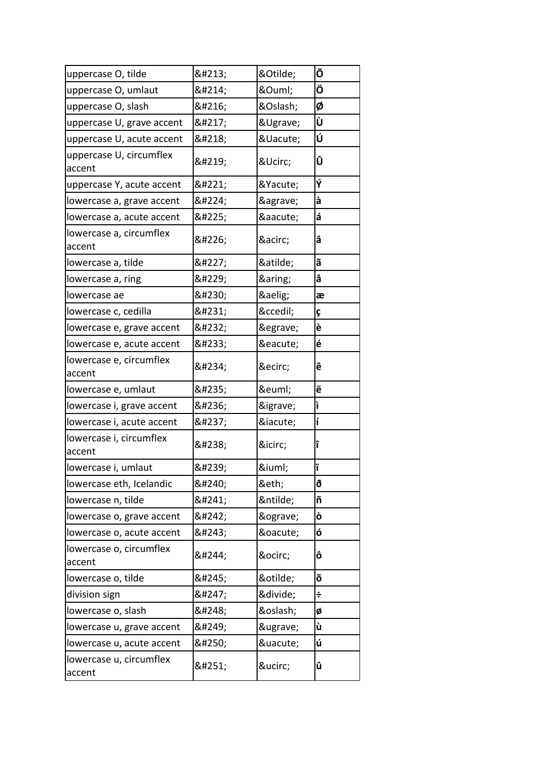| uppercase O, tilde | &#213; | &Otilde; | Õ |
|---|---|---|---|
| uppercase O, umlaut | &#214; | &Ouml; | Ö |
| uppercase O, slash | &#216; | &Oslash; | Ø |
| uppercase U, grave accent | &#217; | &Ugrave; | Ù |
| uppercase U, acute accent | &#218; | &Uacute; | Ú |
| uppercase U, circumflex accent | &#219; | &Ucirc; | Û |
| uppercase Y, acute accent | &#221; | &Yacute; | Ý |
| lowercase a, grave accent | &#224; | &agrave; | à |
| lowercase a, acute accent | &#225; | &aacute; | á |
| lowercase a, circumflex accent | &#226; | &acirc; | â |
| lowercase a, tilde | &#227; | &atilde; | ã |
| lowercase a, ring | &#229; | &aring; | å |
| lowercase ae | &#230; | &aelig; | æ |
| lowercase c, cedilla | &#231; | &ccedil; | ç |
| lowercase e, grave accent | &#232; | &egrave; | è |
| lowercase e, acute accent | &#233; | &eacute; | é |
| lowercase e, circumflex accent | &#234; | &ecirc; | ê |
| lowercase e, umlaut | &#235; | &euml; | ë |
| lowercase i, grave accent | &#236; | &igrave; | ì |
| lowercase i, acute accent | &#237; | &iacute; | í |
| lowercase i, circumflex accent | &#238; | &icirc; | î |
| lowercase i, umlaut | &#239; | &iuml; | ï |
| lowercase eth, Icelandic | &#240; | &eth; | ð |
| lowercase n, tilde | &#241; | &ntilde; | ñ |
| lowercase o, grave accent | &#242; | &ograve; | ò |
| lowercase o, acute accent | &#243; | &oacute; | ó |
| lowercase o, circumflex accent | &#244; | &ocirc; | ô |
| lowercase o, tilde | &#245; | &otilde; | õ |
| division sign | &#247; | &divide; | ÷ |
| lowercase o, slash | &#248; | &oslash; | ø |
| lowercase u, grave accent | &#249; | &ugrave; | ù |
| lowercase u, acute accent | &#250; | &uacute; | ú |
| lowercase u, circumflex accent | &#251; | &ucirc; | û |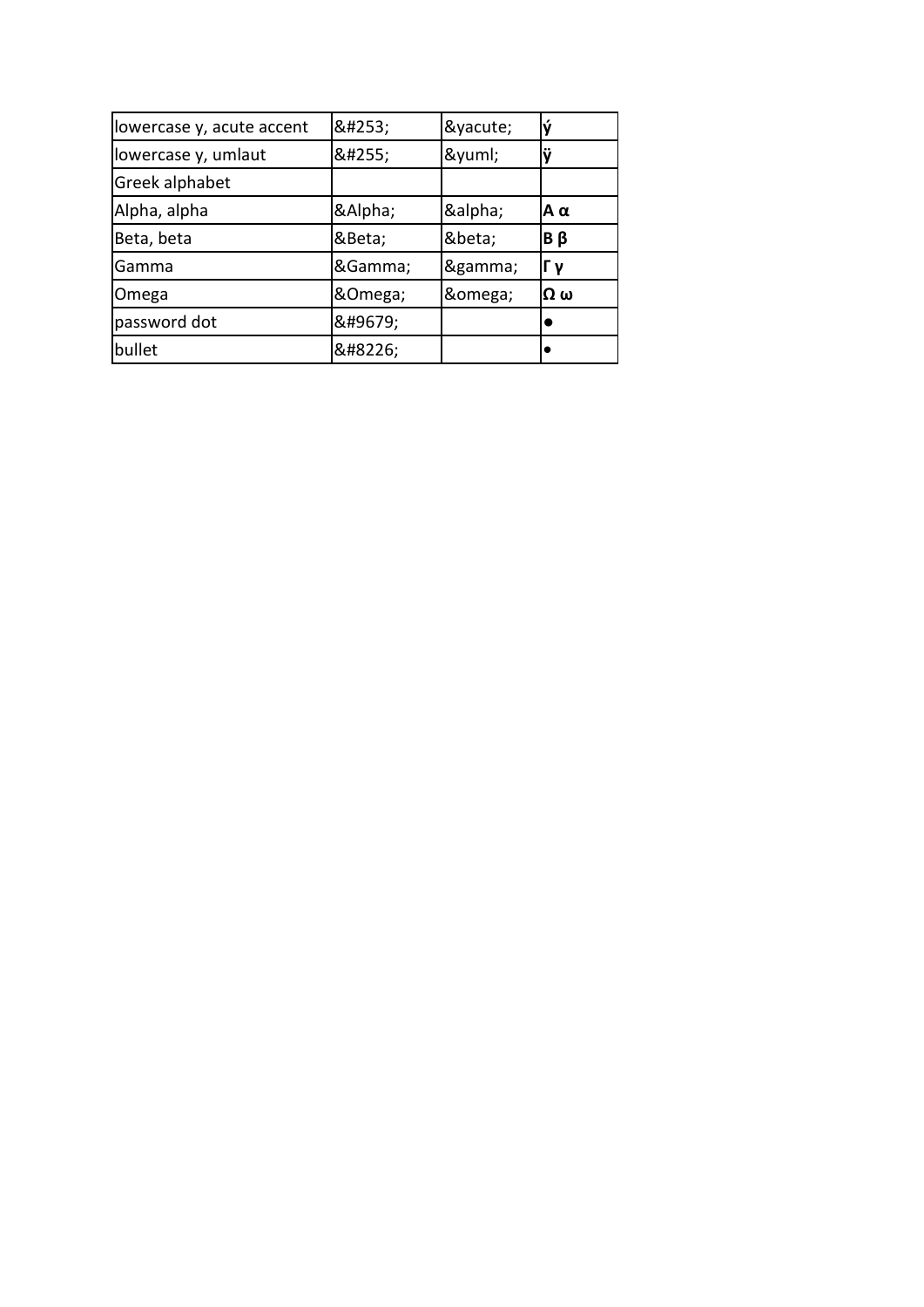| | | | |
|---|---|---|---|
| lowercase y, acute accent | &#253; | &yacute; | **ý** |
| lowercase y, umlaut | &#255; | &yuml; | **ÿ** |
| Greek alphabet | | | |
| Alpha, alpha | &Alpha; | &alpha; | **Α α** |
| Beta, beta | &Beta; | &beta; | **Β β** |
| Gamma | &Gamma; | &gamma; | **Γ γ** |
| Omega | &Omega; | &omega; | **Ω ω** |
| password dot | &#9679; | | ● |
| bullet | &#8226; | | • |